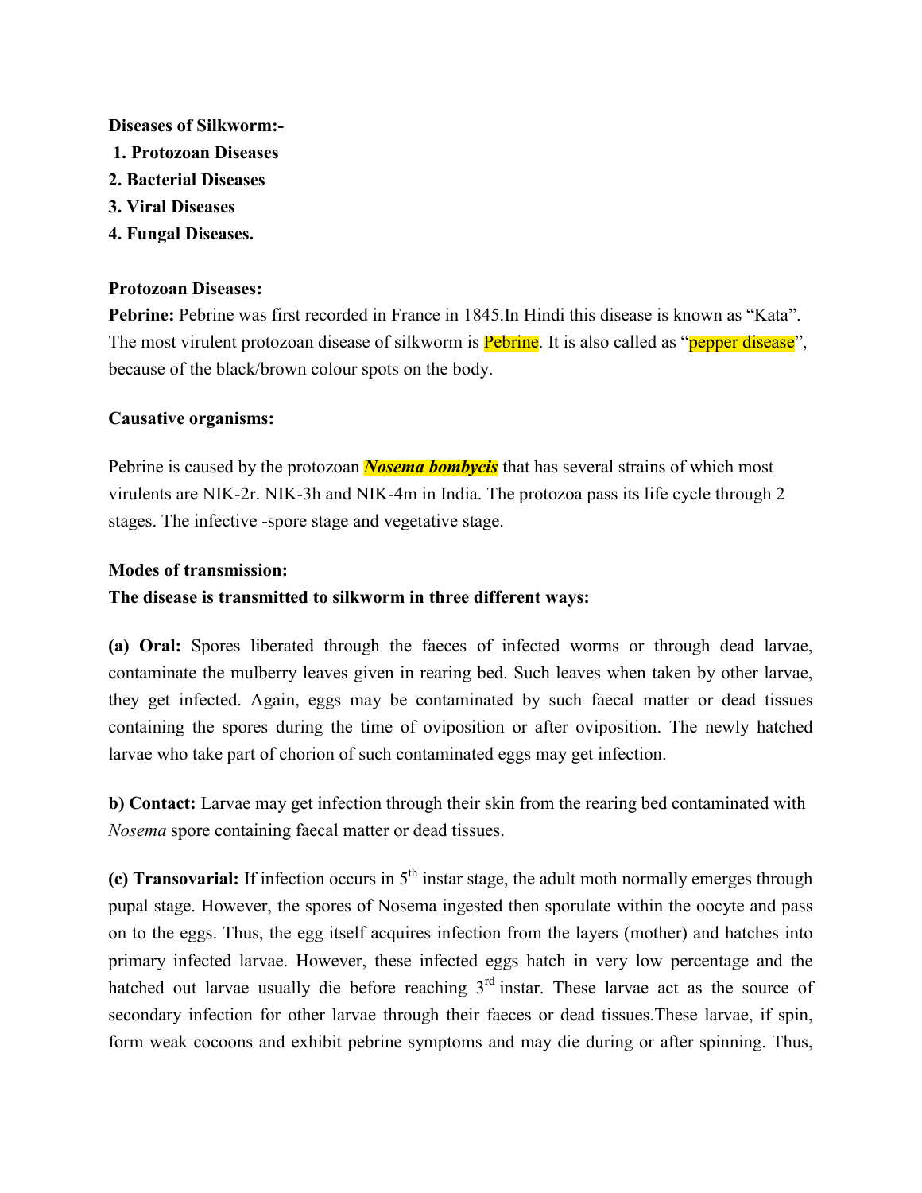**Diseases of Silkworm:-**

1. **Protozoan Diseases**
2. **Bacterial Diseases**
3. **Viral Diseases**
4. **Fungal Diseases.**

**Protozoan Diseases:**

**Pebrine:** Pebrine was first recorded in France in 1845.In Hindi this disease is known as "Kata". The most virulent protozoan disease of silkworm is Pebrine. It is also called as "pepper disease", because of the black/brown colour spots on the body.

**Causative organisms:**

Pebrine is caused by the protozoan ***Nosema bombycis*** that has several strains of which most virulents are NIK-2r. NIK-3h and NIK-4m in India. The protozoa pass its life cycle through 2 stages. The infective -spore stage and vegetative stage.

**Modes of transmission:**

**The disease is transmitted to silkworm in three different ways:**

**(a) Oral:** Spores liberated through the faeces of infected worms or through dead larvae, contaminate the mulberry leaves given in rearing bed. Such leaves when taken by other larvae, they get infected. Again, eggs may be contaminated by such faecal matter or dead tissues containing the spores during the time of oviposition or after oviposition. The newly hatched larvae who take part of chorion of such contaminated eggs may get infection.

**b) Contact:** Larvae may get infection through their skin from the rearing bed contaminated with *Nosema* spore containing faecal matter or dead tissues.

**(c) Transovarial:** If infection occurs in 5th instar stage, the adult moth normally emerges through pupal stage. However, the spores of Nosema ingested then sporulate within the oocyte and pass on to the eggs. Thus, the egg itself acquires infection from the layers (mother) and hatches into primary infected larvae. However, these infected eggs hatch in very low percentage and the hatched out larvae usually die before reaching 3rd instar. These larvae act as the source of secondary infection for other larvae through their faeces or dead tissues.These larvae, if spin, form weak cocoons and exhibit pebrine symptoms and may die during or after spinning. Thus,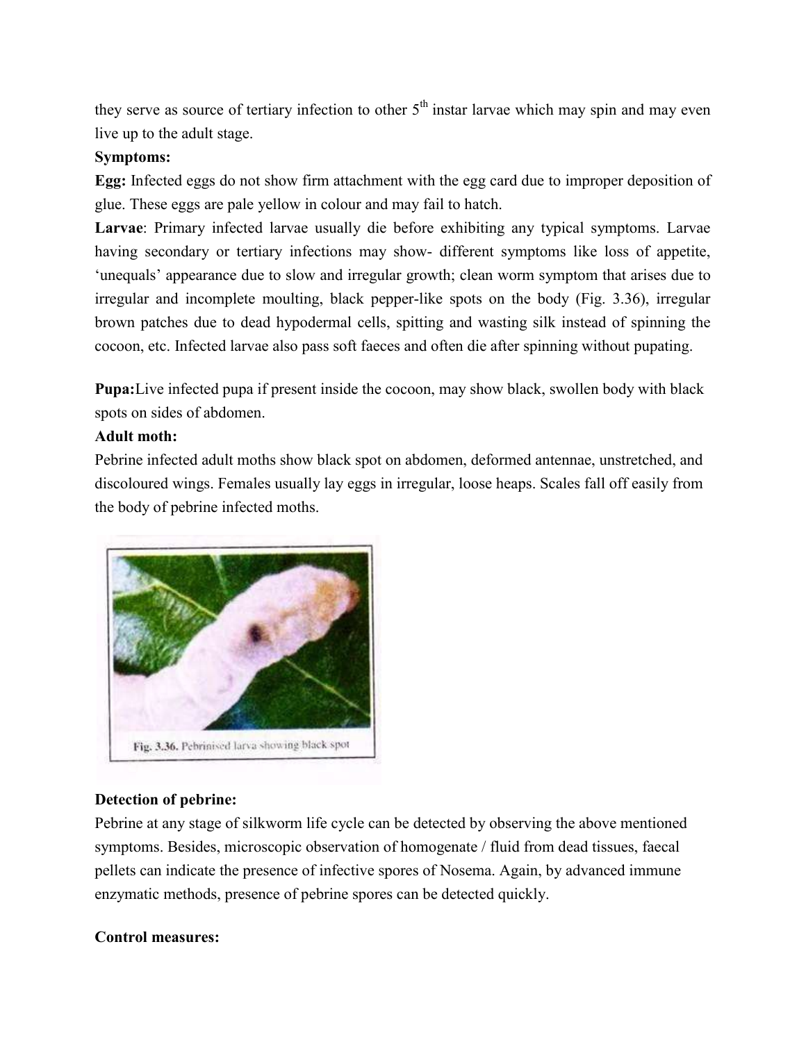they serve as source of tertiary infection to other 5$^{th}$ instar larvae which may spin and may even live up to the adult stage.

**Symptoms:**

**Egg:** Infected eggs do not show firm attachment with the egg card due to improper deposition of glue. These eggs are pale yellow in colour and may fail to hatch.

**Larvae**: Primary infected larvae usually die before exhibiting any typical symptoms. Larvae having secondary or tertiary infections may show- different symptoms like loss of appetite, 'unequals' appearance due to slow and irregular growth; clean worm symptom that arises due to irregular and incomplete moulting, black pepper-like spots on the body (Fig. 3.36), irregular brown patches due to dead hypodermal cells, spitting and wasting silk instead of spinning the cocoon, etc. Infected larvae also pass soft faeces and often die after spinning without pupating.

**Pupa:** Live infected pupa if present inside the cocoon, may show black, swollen body with black spots on sides of abdomen.

**Adult moth:**

Pebrine infected adult moths show black spot on abdomen, deformed antennae, unstretched, and discoloured wings. Females usually lay eggs in irregular, loose heaps. Scales fall off easily from the body of pebrine infected moths.

Fig. 3.36. Pebrinised larva showing black spot

**Detection of pebrine:**

Pebrine at any stage of silkworm life cycle can be detected by observing the above mentioned symptoms. Besides, microscopic observation of homogenate / fluid from dead tissues, faecal pellets can indicate the presence of infective spores of Nosema. Again, by advanced immune enzymatic methods, presence of pebrine spores can be detected quickly.

**Control measures:**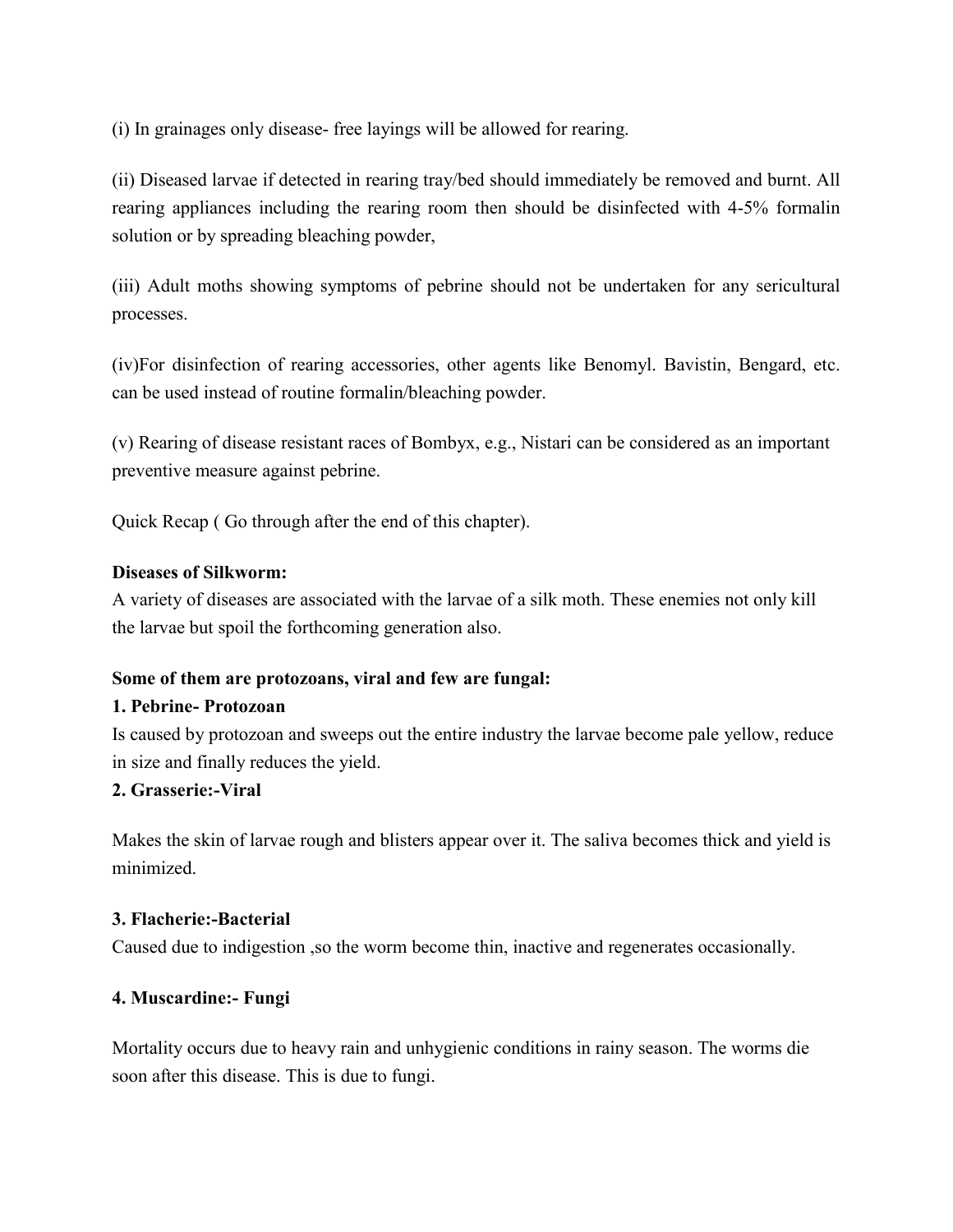(i) In grainages only disease- free layings will be allowed for rearing.

(ii) Diseased larvae if detected in rearing tray/bed should immediately be removed and burnt. All rearing appliances including the rearing room then should be disinfected with 4-5% formalin solution or by spreading bleaching powder,

(iii) Adult moths showing symptoms of pebrine should not be undertaken for any sericultural processes.

(iv)For disinfection of rearing accessories, other agents like Benomyl. Bavistin, Bengard, etc. can be used instead of routine formalin/bleaching powder.

(v) Rearing of disease resistant races of Bombyx, e.g., Nistari can be considered as an important preventive measure against pebrine.

Quick Recap ( Go through after the end of this chapter).

**Diseases of Silkworm:**

A variety of diseases are associated with the larvae of a silk moth. These enemies not only kill the larvae but spoil the forthcoming generation also.

**Some of them are protozoans, viral and few are fungal:**

**1. Pebrine- Protozoan**

Is caused by protozoan and sweeps out the entire industry the larvae become pale yellow, reduce in size and finally reduces the yield.

**2. Grasserie:-Viral**

Makes the skin of larvae rough and blisters appear over it. The saliva becomes thick and yield is minimized.

**3. Flacherie:-Bacterial**

Caused due to indigestion ,so the worm become thin, inactive and regenerates occasionally.

**4. Muscardine:- Fungi**

Mortality occurs due to heavy rain and unhygienic conditions in rainy season. The worms die soon after this disease. This is due to fungi.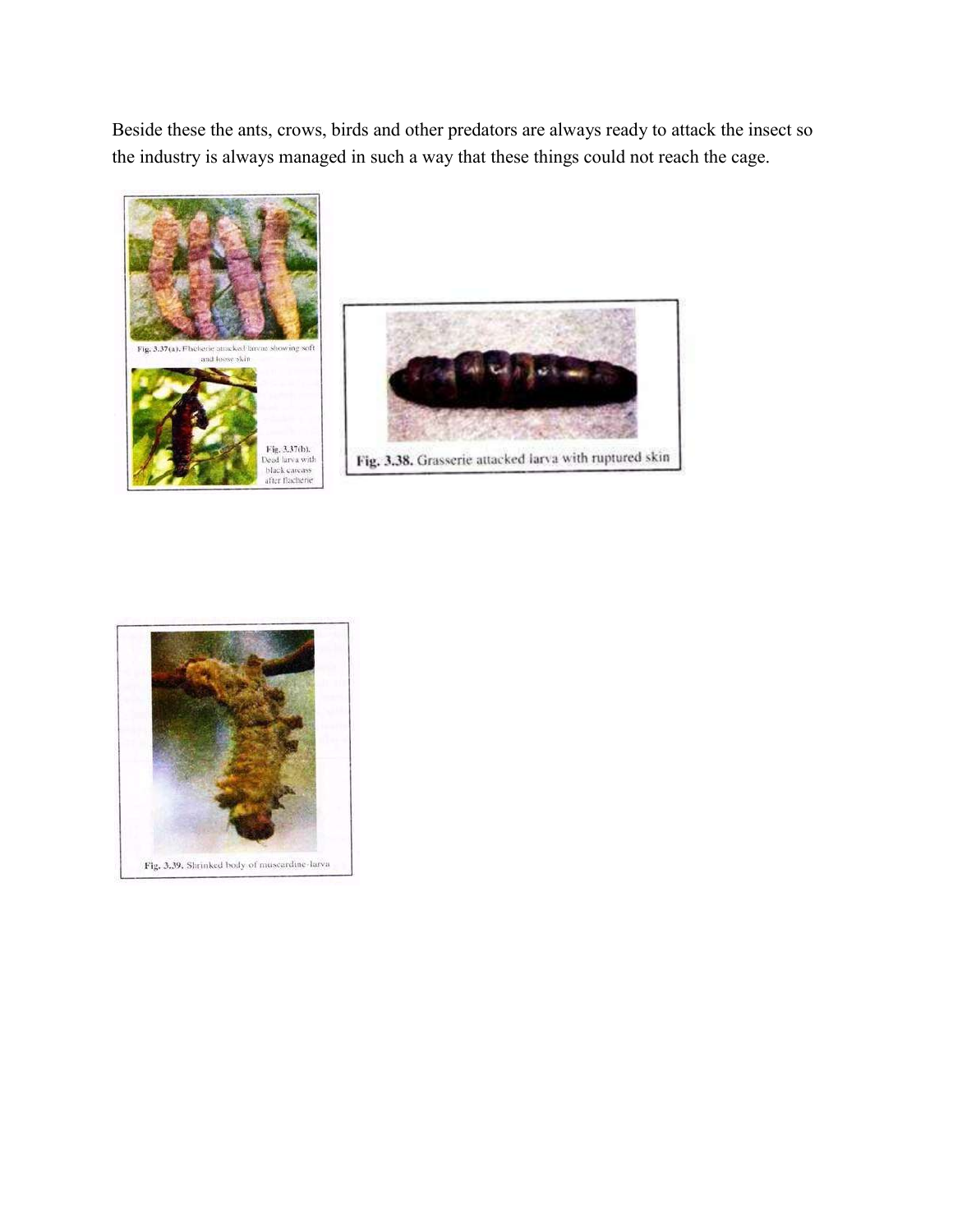Beside these the ants, crows, birds and other predators are always ready to attack the insect so the industry is always managed in such a way that these things could not reach the cage.

Fig. 3.37(a). Flacherie attacked larvae showing soft and loose skin

Fig. 3.37(b). Dead larva with black carcass after flacherie

Fig. 3.38. Grasserie attacked larva with ruptured skin

Fig. 3.39. Shrinked body of muscardine-larva